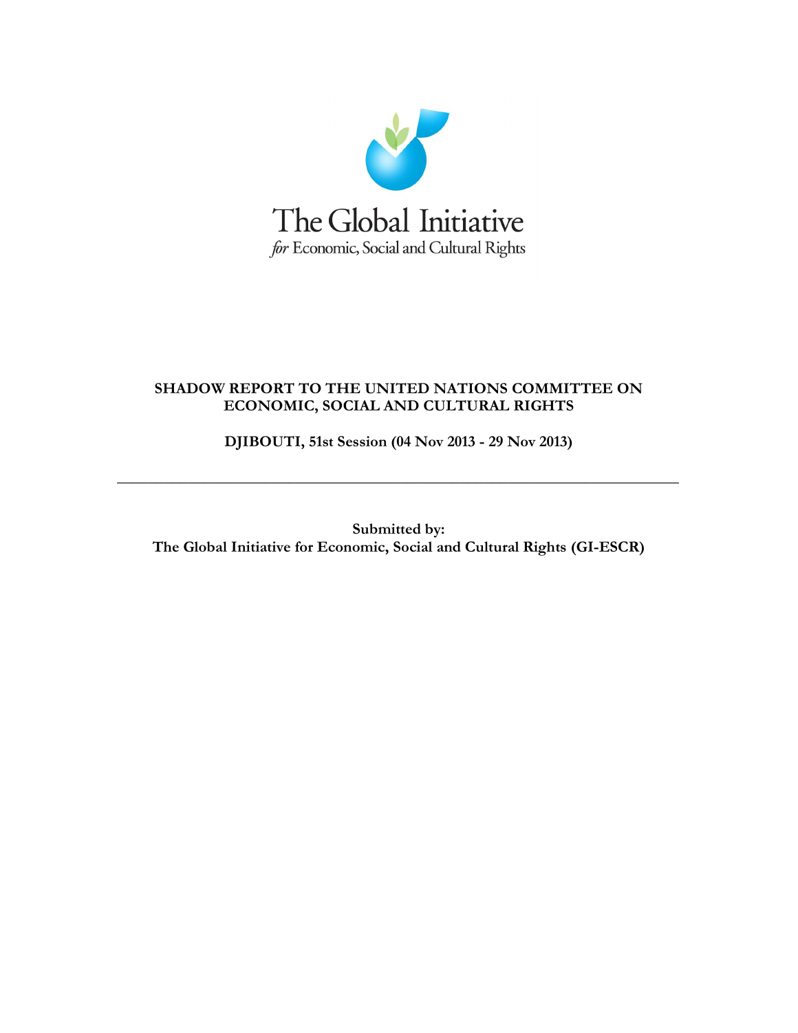The Global Initiative

*for* Economic, Social and Cultural Rights

**SHADOW REPORT TO THE UNITED NATIONS COMMITTEE ON ECONOMIC, SOCIAL AND CULTURAL RIGHTS**

**DJIBOUTI, 51st Session (04 Nov 2013 - 29 Nov 2013)**

---

**Submitted by:**
**The Global Initiative for Economic, Social and Cultural Rights (GI-ESCR)**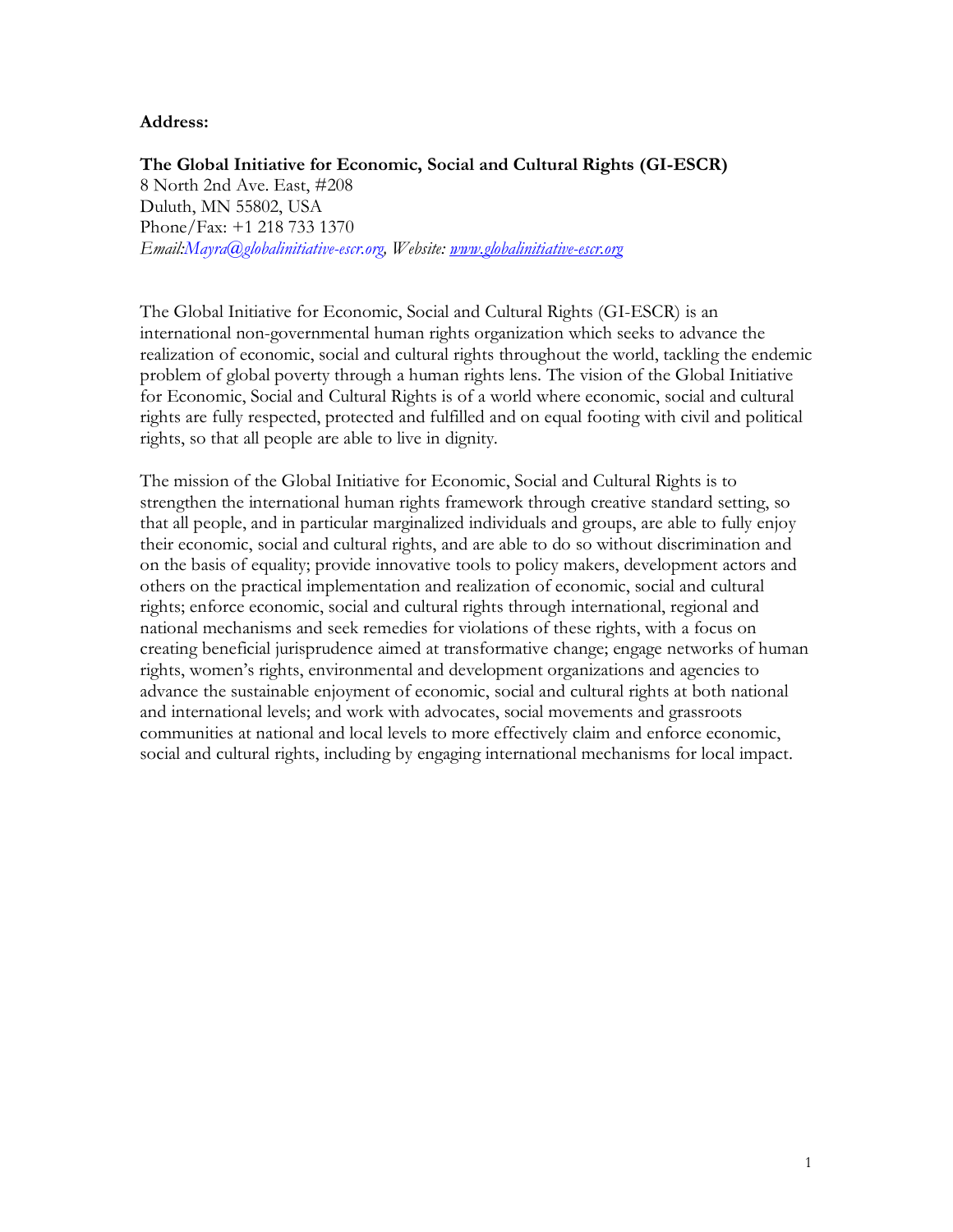**Address:**

**The Global Initiative for Economic, Social and Cultural Rights (GI-ESCR)**
8 North 2nd Ave. East, #208
Duluth, MN 55802, USA
Phone/Fax: +1 218 733 1370
*Email:Mayra@globalinitiative-escr.org, Website: www.globalinitiative-escr.org*

The Global Initiative for Economic, Social and Cultural Rights (GI-ESCR) is an international non-governmental human rights organization which seeks to advance the realization of economic, social and cultural rights throughout the world, tackling the endemic problem of global poverty through a human rights lens. The vision of the Global Initiative for Economic, Social and Cultural Rights is of a world where economic, social and cultural rights are fully respected, protected and fulfilled and on equal footing with civil and political rights, so that all people are able to live in dignity.

The mission of the Global Initiative for Economic, Social and Cultural Rights is to strengthen the international human rights framework through creative standard setting, so that all people, and in particular marginalized individuals and groups, are able to fully enjoy their economic, social and cultural rights, and are able to do so without discrimination and on the basis of equality; provide innovative tools to policy makers, development actors and others on the practical implementation and realization of economic, social and cultural rights; enforce economic, social and cultural rights through international, regional and national mechanisms and seek remedies for violations of these rights, with a focus on creating beneficial jurisprudence aimed at transformative change; engage networks of human rights, women's rights, environmental and development organizations and agencies to advance the sustainable enjoyment of economic, social and cultural rights at both national and international levels; and work with advocates, social movements and grassroots communities at national and local levels to more effectively claim and enforce economic, social and cultural rights, including by engaging international mechanisms for local impact.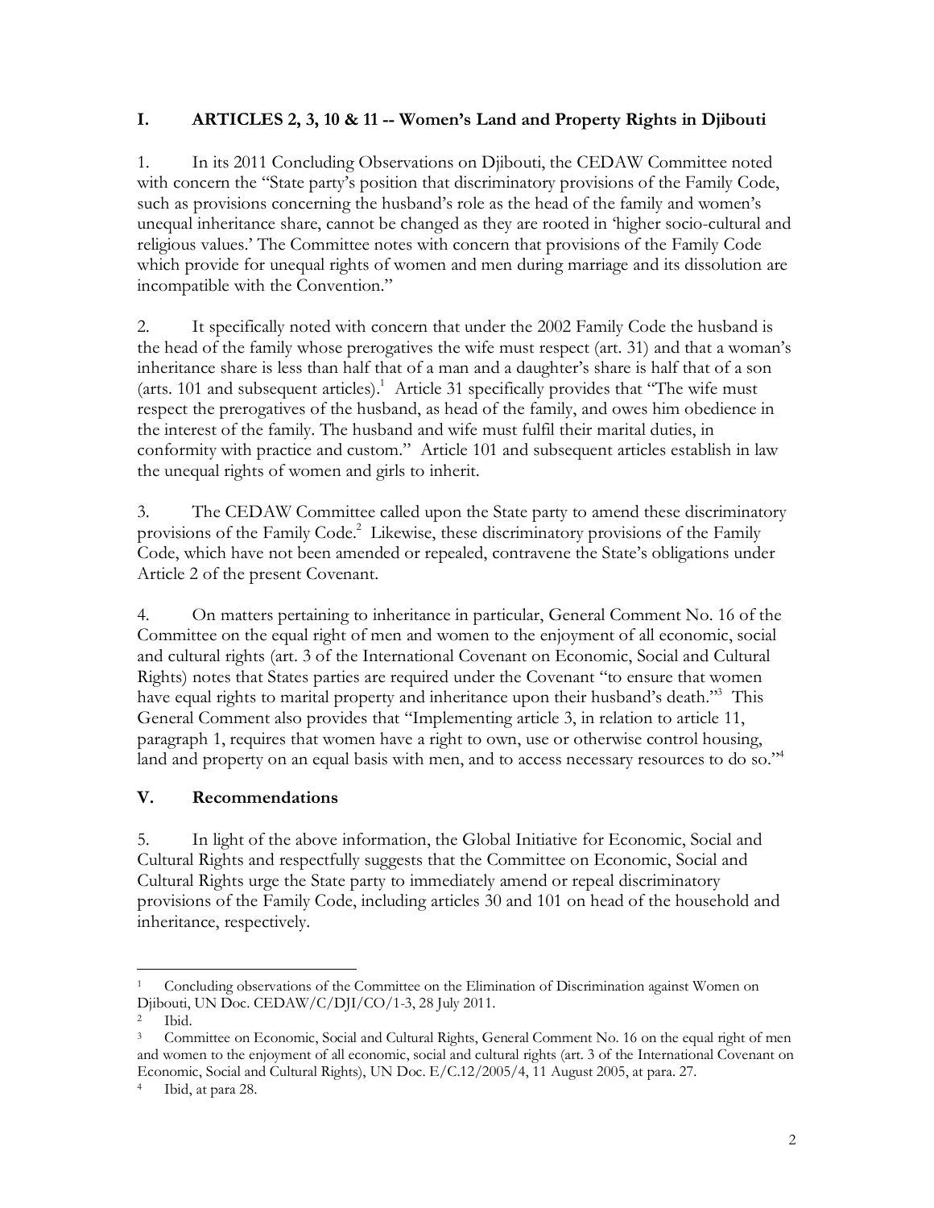## I. ARTICLES 2, 3, 10 & 11 -- Women's Land and Property Rights in Djibouti

1. In its 2011 Concluding Observations on Djibouti, the CEDAW Committee noted with concern the "State party's position that discriminatory provisions of the Family Code, such as provisions concerning the husband's role as the head of the family and women's unequal inheritance share, cannot be changed as they are rooted in 'higher socio-cultural and religious values.' The Committee notes with concern that provisions of the Family Code which provide for unequal rights of women and men during marriage and its dissolution are incompatible with the Convention."

2. It specifically noted with concern that under the 2002 Family Code the husband is the head of the family whose prerogatives the wife must respect (art. 31) and that a woman's inheritance share is less than half that of a man and a daughter's share is half that of a son (arts. 101 and subsequent articles).[1] Article 31 specifically provides that "The wife must respect the prerogatives of the husband, as head of the family, and owes him obedience in the interest of the family. The husband and wife must fulfil their marital duties, in conformity with practice and custom." Article 101 and subsequent articles establish in law the unequal rights of women and girls to inherit.

3. The CEDAW Committee called upon the State party to amend these discriminatory provisions of the Family Code.[2] Likewise, these discriminatory provisions of the Family Code, which have not been amended or repealed, contravene the State's obligations under Article 2 of the present Covenant.

4. On matters pertaining to inheritance in particular, General Comment No. 16 of the Committee on the equal right of men and women to the enjoyment of all economic, social and cultural rights (art. 3 of the International Covenant on Economic, Social and Cultural Rights) notes that States parties are required under the Covenant "to ensure that women have equal rights to marital property and inheritance upon their husband's death."[3] This General Comment also provides that "Implementing article 3, in relation to article 11, paragraph 1, requires that women have a right to own, use or otherwise control housing, land and property on an equal basis with men, and to access necessary resources to do so."[4]

## V. Recommendations

5. In light of the above information, the Global Initiative for Economic, Social and Cultural Rights and respectfully suggests that the Committee on Economic, Social and Cultural Rights urge the State party to immediately amend or repeal discriminatory provisions of the Family Code, including articles 30 and 101 on head of the household and inheritance, respectively.

---

[1] Concluding observations of the Committee on the Elimination of Discrimination against Women on Djibouti, UN Doc. CEDAW/C/DJI/CO/1-3, 28 July 2011.

[2] Ibid.

[3] Committee on Economic, Social and Cultural Rights, General Comment No. 16 on the equal right of men and women to the enjoyment of all economic, social and cultural rights (art. 3 of the International Covenant on Economic, Social and Cultural Rights), UN Doc. E/C.12/2005/4, 11 August 2005, at para. 27.

[4] Ibid, at para 28.